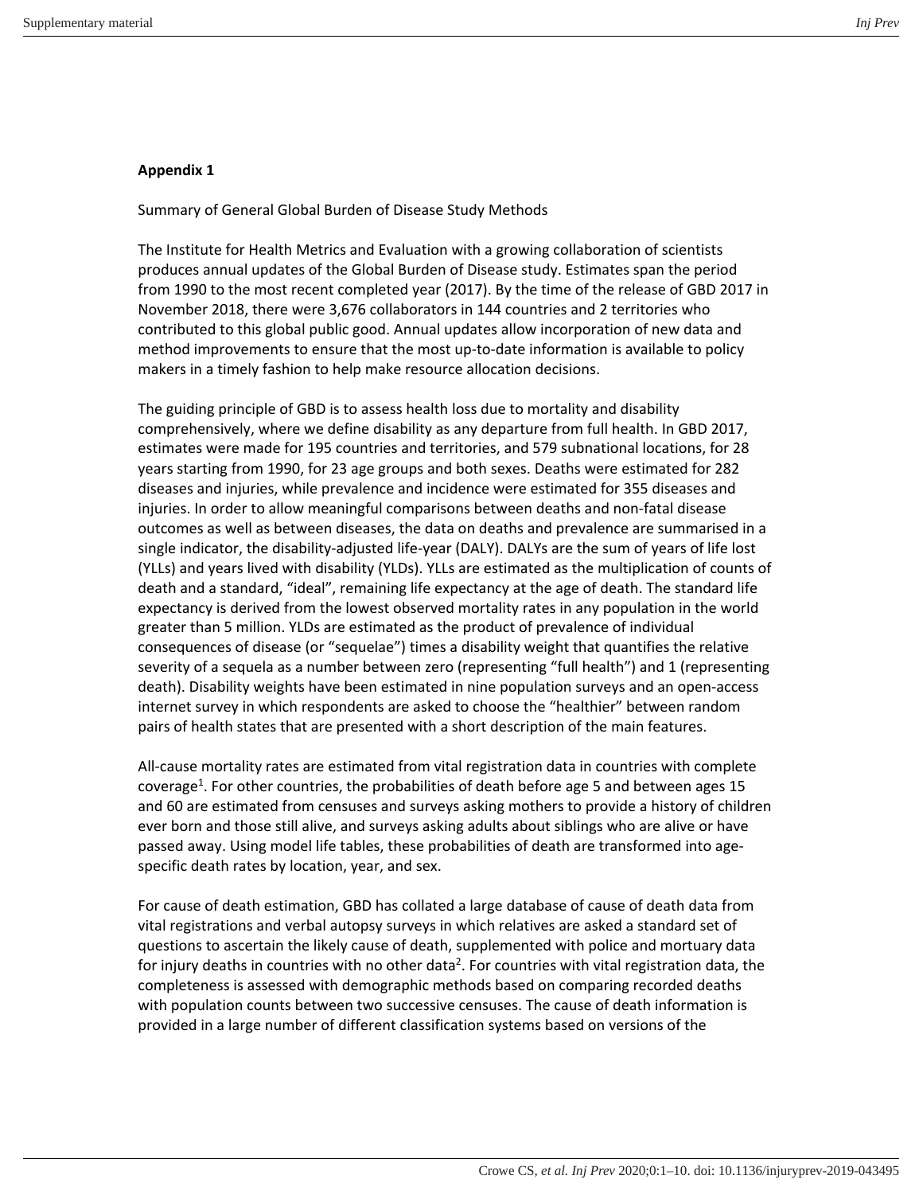**Appendix 1**

Summary of General Global Burden of Disease Study Methods

The Institute for Health Metrics and Evaluation with a growing collaboration of scientists produces annual updates of the Global Burden of Disease study. Estimates span the period from 1990 to the most recent completed year (2017). By the time of the release of GBD 2017 in November 2018, there were 3,676 collaborators in 144 countries and 2 territories who contributed to this global public good. Annual updates allow incorporation of new data and method improvements to ensure that the most up-to-date information is available to policy makers in a timely fashion to help make resource allocation decisions.

The guiding principle of GBD is to assess health loss due to mortality and disability comprehensively, where we define disability as any departure from full health. In GBD 2017, estimates were made for 195 countries and territories, and 579 subnational locations, for 28 years starting from 1990, for 23 age groups and both sexes. Deaths were estimated for 282 diseases and injuries, while prevalence and incidence were estimated for 355 diseases and injuries. In order to allow meaningful comparisons between deaths and non-fatal disease outcomes as well as between diseases, the data on deaths and prevalence are summarised in a single indicator, the disability-adjusted life-year (DALY). DALYs are the sum of years of life lost (YLLs) and years lived with disability (YLDs). YLLs are estimated as the multiplication of counts of death and a standard, "ideal", remaining life expectancy at the age of death. The standard life expectancy is derived from the lowest observed mortality rates in any population in the world greater than 5 million. YLDs are estimated as the product of prevalence of individual consequences of disease (or "sequelae") times a disability weight that quantifies the relative severity of a sequela as a number between zero (representing "full health") and 1 (representing death). Disability weights have been estimated in nine population surveys and an open-access internet survey in which respondents are asked to choose the "healthier" between random pairs of health states that are presented with a short description of the main features.

All-cause mortality rates are estimated from vital registration data in countries with complete coverage[1]. For other countries, the probabilities of death before age 5 and between ages 15 and 60 are estimated from censuses and surveys asking mothers to provide a history of children ever born and those still alive, and surveys asking adults about siblings who are alive or have passed away. Using model life tables, these probabilities of death are transformed into age-specific death rates by location, year, and sex.

For cause of death estimation, GBD has collated a large database of cause of death data from vital registrations and verbal autopsy surveys in which relatives are asked a standard set of questions to ascertain the likely cause of death, supplemented with police and mortuary data for injury deaths in countries with no other data[2]. For countries with vital registration data, the completeness is assessed with demographic methods based on comparing recorded deaths with population counts between two successive censuses. The cause of death information is provided in a large number of different classification systems based on versions of the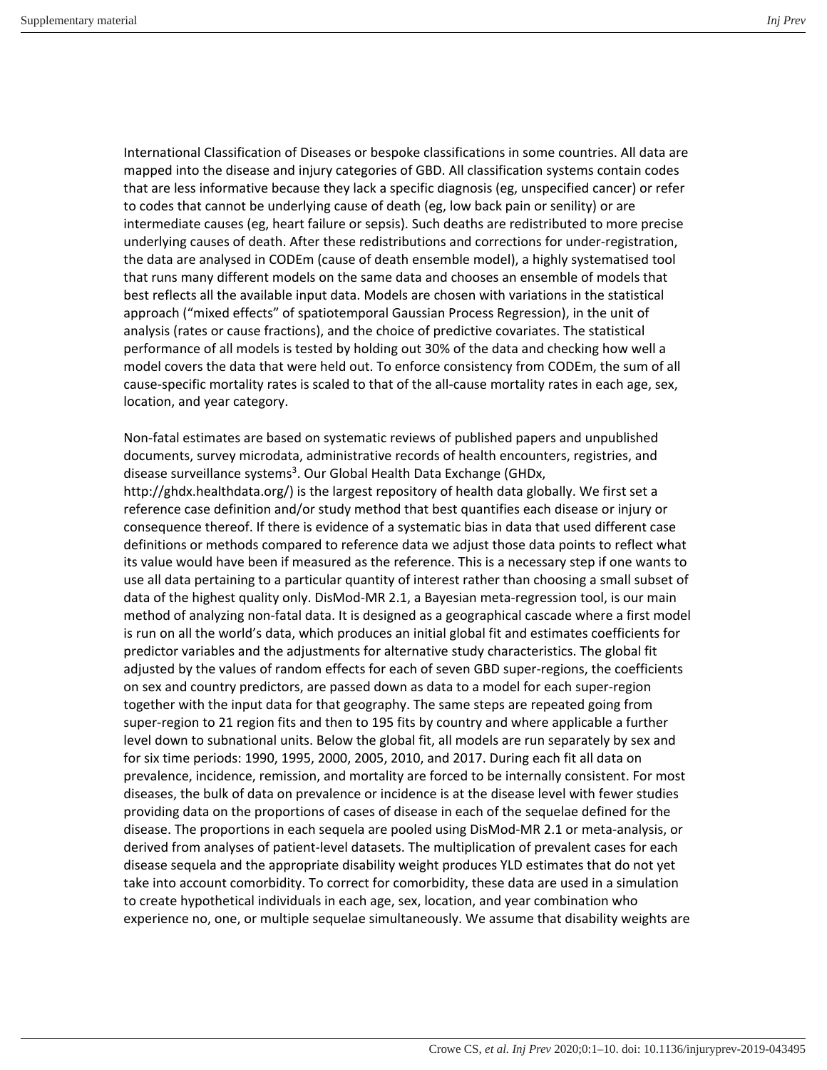International Classification of Diseases or bespoke classifications in some countries. All data are mapped into the disease and injury categories of GBD. All classification systems contain codes that are less informative because they lack a specific diagnosis (eg, unspecified cancer) or refer to codes that cannot be underlying cause of death (eg, low back pain or senility) or are intermediate causes (eg, heart failure or sepsis). Such deaths are redistributed to more precise underlying causes of death. After these redistributions and corrections for under-registration, the data are analysed in CODEm (cause of death ensemble model), a highly systematised tool that runs many different models on the same data and chooses an ensemble of models that best reflects all the available input data. Models are chosen with variations in the statistical approach ("mixed effects" of spatiotemporal Gaussian Process Regression), in the unit of analysis (rates or cause fractions), and the choice of predictive covariates. The statistical performance of all models is tested by holding out 30% of the data and checking how well a model covers the data that were held out. To enforce consistency from CODEm, the sum of all cause-specific mortality rates is scaled to that of the all-cause mortality rates in each age, sex, location, and year category.

Non-fatal estimates are based on systematic reviews of published papers and unpublished documents, survey microdata, administrative records of health encounters, registries, and disease surveillance systems[3]. Our Global Health Data Exchange (GHDx, http://ghdx.healthdata.org/) is the largest repository of health data globally. We first set a reference case definition and/or study method that best quantifies each disease or injury or consequence thereof. If there is evidence of a systematic bias in data that used different case definitions or methods compared to reference data we adjust those data points to reflect what its value would have been if measured as the reference. This is a necessary step if one wants to use all data pertaining to a particular quantity of interest rather than choosing a small subset of data of the highest quality only. DisMod-MR 2.1, a Bayesian meta-regression tool, is our main method of analyzing non-fatal data. It is designed as a geographical cascade where a first model is run on all the world's data, which produces an initial global fit and estimates coefficients for predictor variables and the adjustments for alternative study characteristics. The global fit adjusted by the values of random effects for each of seven GBD super-regions, the coefficients on sex and country predictors, are passed down as data to a model for each super-region together with the input data for that geography. The same steps are repeated going from super-region to 21 region fits and then to 195 fits by country and where applicable a further level down to subnational units. Below the global fit, all models are run separately by sex and for six time periods: 1990, 1995, 2000, 2005, 2010, and 2017. During each fit all data on prevalence, incidence, remission, and mortality are forced to be internally consistent. For most diseases, the bulk of data on prevalence or incidence is at the disease level with fewer studies providing data on the proportions of cases of disease in each of the sequelae defined for the disease. The proportions in each sequela are pooled using DisMod-MR 2.1 or meta-analysis, or derived from analyses of patient-level datasets. The multiplication of prevalent cases for each disease sequela and the appropriate disability weight produces YLD estimates that do not yet take into account comorbidity. To correct for comorbidity, these data are used in a simulation to create hypothetical individuals in each age, sex, location, and year combination who experience no, one, or multiple sequelae simultaneously. We assume that disability weights are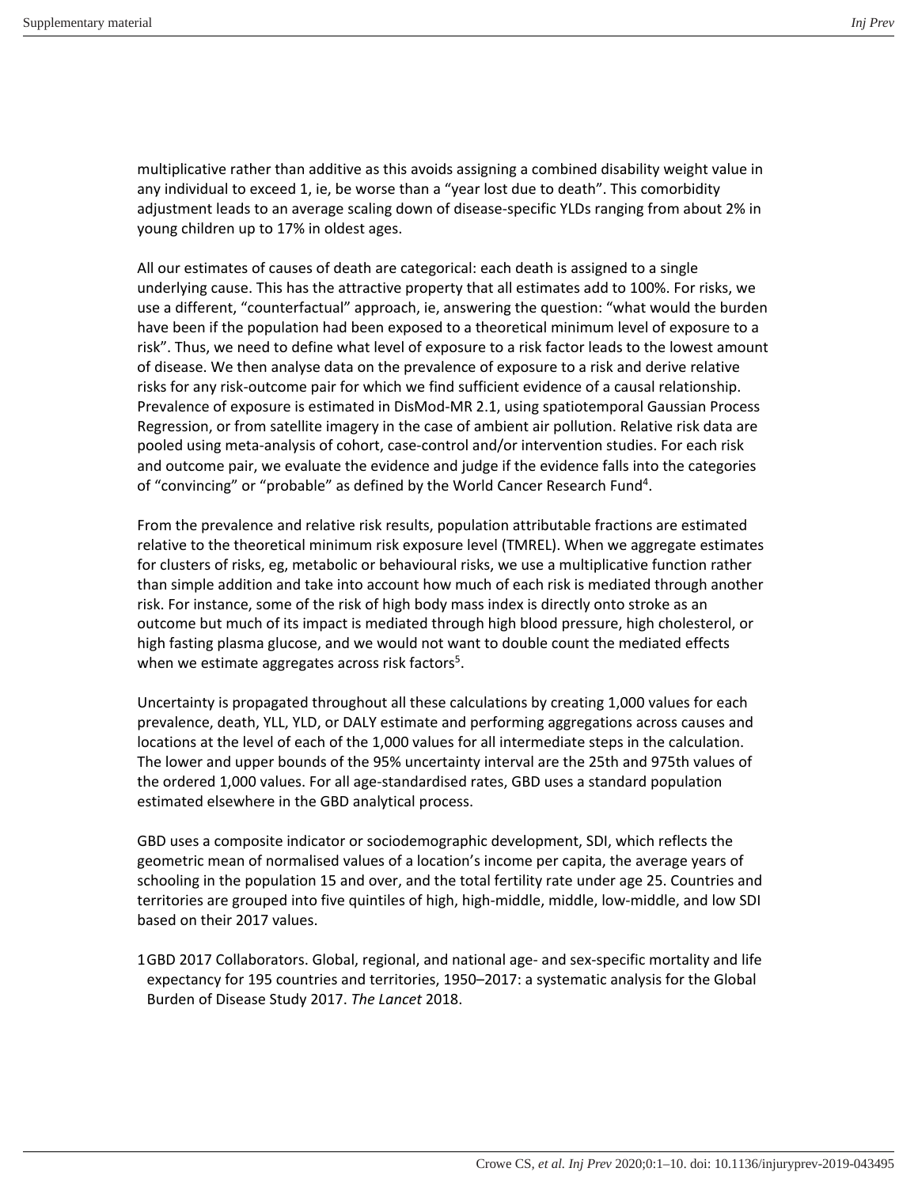multiplicative rather than additive as this avoids assigning a combined disability weight value in any individual to exceed 1, ie, be worse than a "year lost due to death". This comorbidity adjustment leads to an average scaling down of disease-specific YLDs ranging from about 2% in young children up to 17% in oldest ages.

All our estimates of causes of death are categorical: each death is assigned to a single underlying cause. This has the attractive property that all estimates add to 100%. For risks, we use a different, "counterfactual" approach, ie, answering the question: "what would the burden have been if the population had been exposed to a theoretical minimum level of exposure to a risk". Thus, we need to define what level of exposure to a risk factor leads to the lowest amount of disease. We then analyse data on the prevalence of exposure to a risk and derive relative risks for any risk-outcome pair for which we find sufficient evidence of a causal relationship. Prevalence of exposure is estimated in DisMod-MR 2.1, using spatiotemporal Gaussian Process Regression, or from satellite imagery in the case of ambient air pollution. Relative risk data are pooled using meta-analysis of cohort, case-control and/or intervention studies. For each risk and outcome pair, we evaluate the evidence and judge if the evidence falls into the categories of "convincing" or "probable" as defined by the World Cancer Research Fund[4].

From the prevalence and relative risk results, population attributable fractions are estimated relative to the theoretical minimum risk exposure level (TMREL). When we aggregate estimates for clusters of risks, eg, metabolic or behavioural risks, we use a multiplicative function rather than simple addition and take into account how much of each risk is mediated through another risk. For instance, some of the risk of high body mass index is directly onto stroke as an outcome but much of its impact is mediated through high blood pressure, high cholesterol, or high fasting plasma glucose, and we would not want to double count the mediated effects when we estimate aggregates across risk factors[5].

Uncertainty is propagated throughout all these calculations by creating 1,000 values for each prevalence, death, YLL, YLD, or DALY estimate and performing aggregations across causes and locations at the level of each of the 1,000 values for all intermediate steps in the calculation. The lower and upper bounds of the 95% uncertainty interval are the 25th and 975th values of the ordered 1,000 values. For all age-standardised rates, GBD uses a standard population estimated elsewhere in the GBD analytical process.

GBD uses a composite indicator or sociodemographic development, SDI, which reflects the geometric mean of normalised values of a location's income per capita, the average years of schooling in the population 15 and over, and the total fertility rate under age 25. Countries and territories are grouped into five quintiles of high, high-middle, middle, low-middle, and low SDI based on their 2017 values.

1 GBD 2017 Collaborators. Global, regional, and national age- and sex-specific mortality and life expectancy for 195 countries and territories, 1950–2017: a systematic analysis for the Global Burden of Disease Study 2017. *The Lancet* 2018.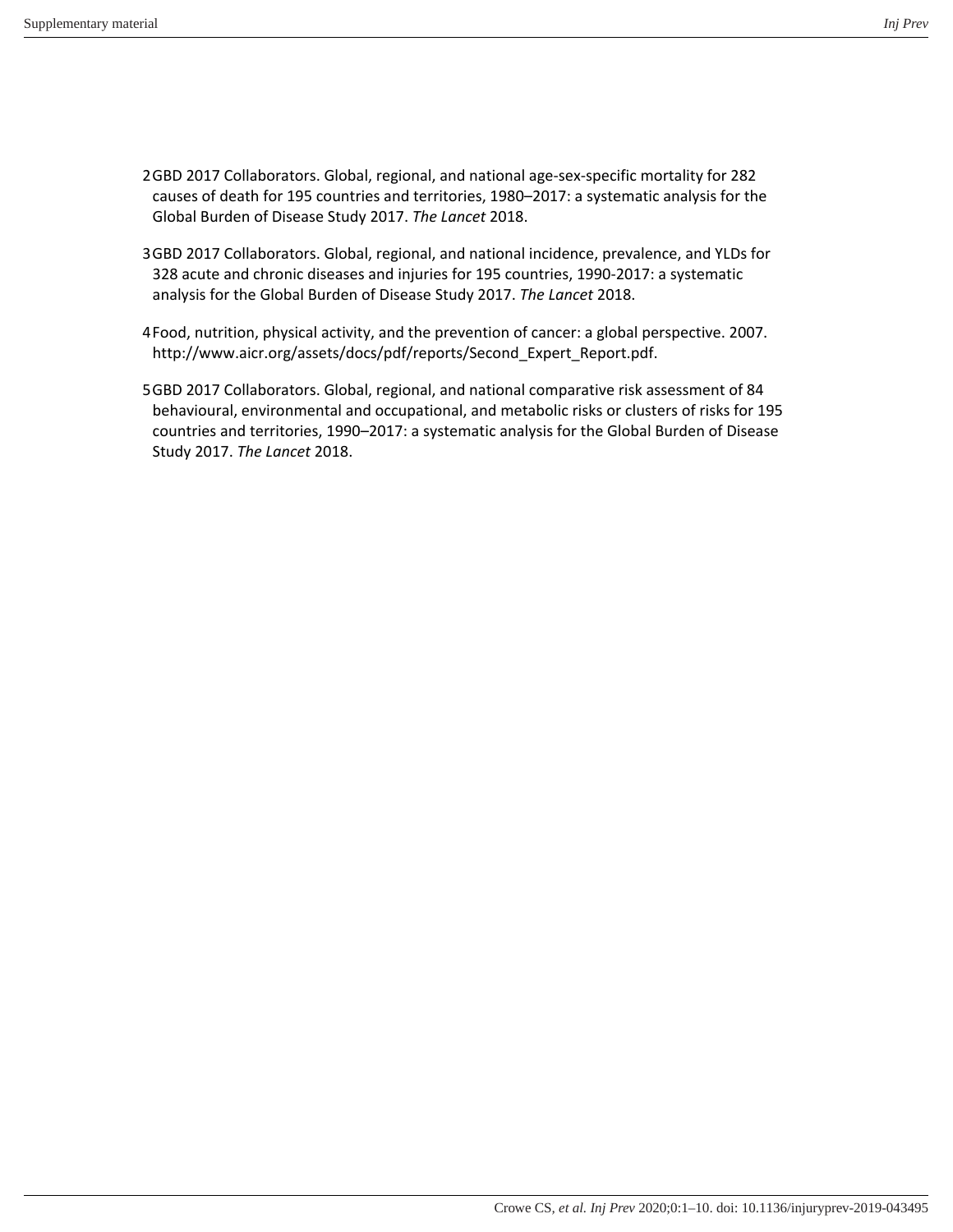2 GBD 2017 Collaborators. Global, regional, and national age-sex-specific mortality for 282 causes of death for 195 countries and territories, 1980–2017: a systematic analysis for the Global Burden of Disease Study 2017. *The Lancet* 2018.

3 GBD 2017 Collaborators. Global, regional, and national incidence, prevalence, and YLDs for 328 acute and chronic diseases and injuries for 195 countries, 1990-2017: a systematic analysis for the Global Burden of Disease Study 2017. *The Lancet* 2018.

4 Food, nutrition, physical activity, and the prevention of cancer: a global perspective. 2007. http://www.aicr.org/assets/docs/pdf/reports/Second_Expert_Report.pdf.

5 GBD 2017 Collaborators. Global, regional, and national comparative risk assessment of 84 behavioural, environmental and occupational, and metabolic risks or clusters of risks for 195 countries and territories, 1990–2017: a systematic analysis for the Global Burden of Disease Study 2017. *The Lancet* 2018.